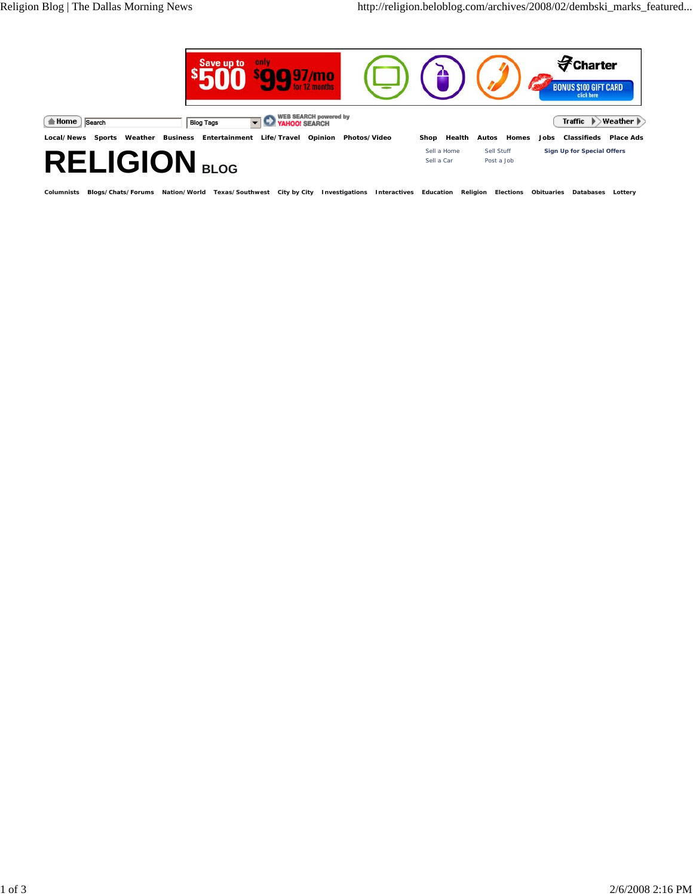Save up to $500 only $99 97/mo for 12 months

Charter

BONUS $100 GIFT CARD click here

Home | Search | Blog Tags | WEB SEARCH powered by YAHOO! SEARCH | Traffic | Weather

Local/News Sports Weather Business Entertainment Life/Travel Opinion Photos/Video

Shop Health Autos Homes Jobs Classifieds Place Ads

Sell a Home Sell Stuff Sign Up for Special Offers

Sell a Car Post a Job

# RELIGION BLOG

Columnists Blogs/Chats/Forums Nation/World Texas/Southwest City by City Investigations Interactives Education Religion Elections Obituaries Databases Lottery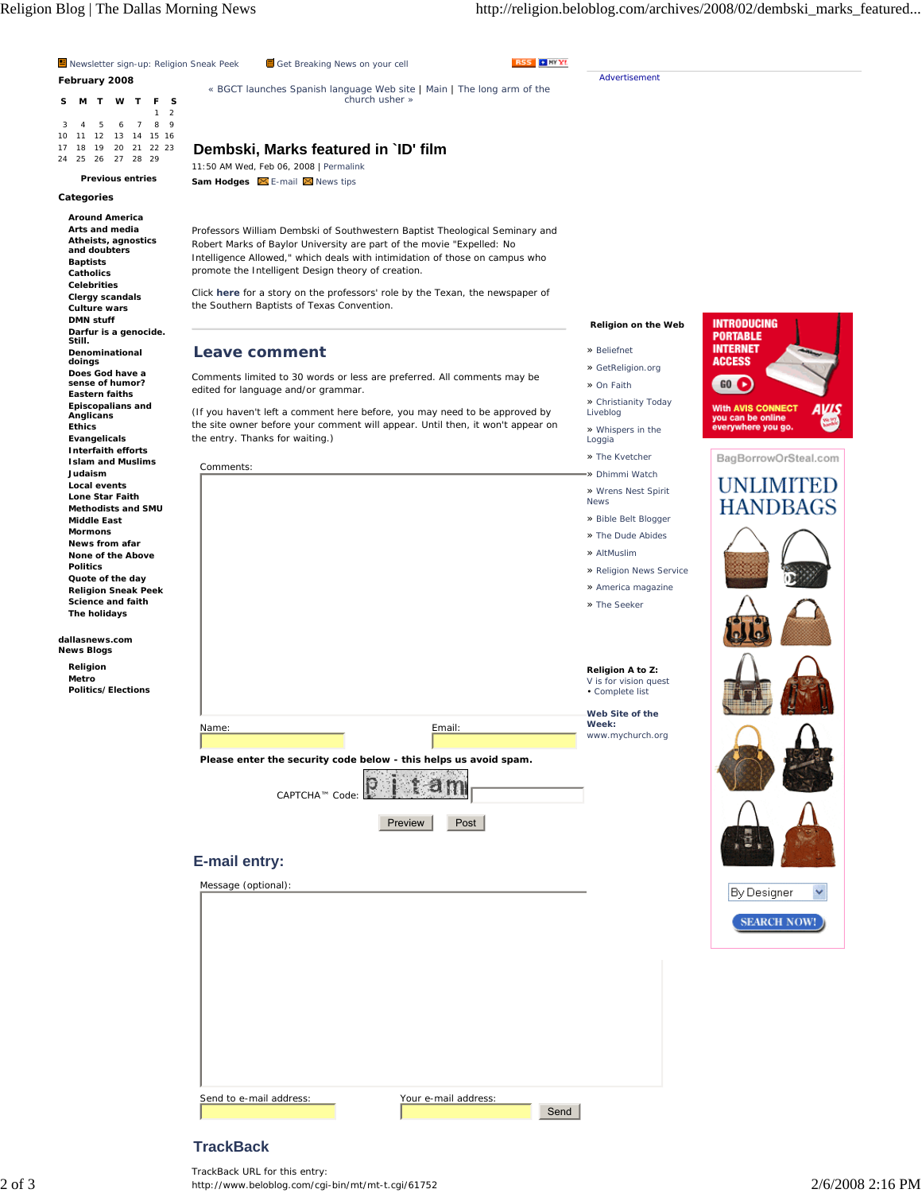Newsletter sign-up: Religion Sneak Peek | Get Breaking News on your cell

« BGCT launches Spanish language Web site | Main | The long arm of the church usher »

## Dembski, Marks featured in `ID' film

11:50 AM Wed, Feb 06, 2008 | Permalink

**Sam Hodges** E-mail News tips

Professors William Dembski of Southwestern Baptist Theological Seminary and Robert Marks of Baylor University are part of the movie "Expelled: No Intelligence Allowed," which deals with intimidation of those on campus who promote the Intelligent Design theory of creation.

Click **here** for a story on the professors' role by the Texan, the newspaper of the Southern Baptists of Texas Convention.

## Leave comment

Comments limited to 30 words or less are preferred. All comments may be edited for language and/or grammar.

(If you haven't left a comment here before, you may need to be approved by the site owner before your comment will appear. Until then, it won't appear on the entry. Thanks for waiting.)

Comments:

Name: Email:

**Please enter the security code below - this helps us avoid spam.**

CAPTCHA™ Code:

Preview Post

## E-mail entry:

Message (optional):

Send to e-mail address: Your e-mail address: Send

## TrackBack

TrackBack URL for this entry:
http://www.beloblog.com/cgi-bin/mt/mt-t.cgi/61752

**February 2008**

| S | M | T | W | T | F | S |
|---|---|---|---|---|---|---|
| | | | | | 1 | 2 |
| 3 | 4 | 5 | 6 | 7 | 8 | 9 |
| 10 | 11 | 12 | 13 | 14 | 15 | 16 |
| 17 | 18 | 19 | 20 | 21 | 22 | 23 |
| 24 | 25 | 26 | 27 | 28 | 29 | |

**Previous entries**

### Categories

- Around America
- Arts and media
- Atheists, agnostics and doubters
- Baptists
- Catholics
- Celebrities
- Clergy scandals
- Culture wars
- DMN stuff
- Darfur is a genocide. Still.
- Denominational doings
- Does God have a sense of humor?
- Eastern faiths
- Episcopalians and Anglicans
- Ethics
- Evangelicals
- Interfaith efforts
- Islam and Muslims
- Judaism
- Local events
- Lone Star Faith
- Methodists and SMU
- Middle East
- Mormons
- News from afar
- None of the Above
- Politics
- Quote of the day
- Religion Sneak Peek
- Science and faith
- The holidays

**dallasnews.com News Blogs**

- Religion
- Metro
- Politics/ Elections

Advertisement

**Religion on the Web**

- » Beliefnet
- » GetReligion.org
- » On Faith
- » Christianity Today Liveblog
- » Whispers in the Loggia
- » The Kvetcher
- » Dhimmi Watch
- » Wrens Nest Spirit News
- » Bible Belt Blogger
- » The Dude Abides
- » AltMuslim
- » Religion News Service
- » America magazine
- » The Seeker

**Religion A to Z:**
V is for vision quest
• Complete list

**Web Site of the Week:**
www.mychurch.org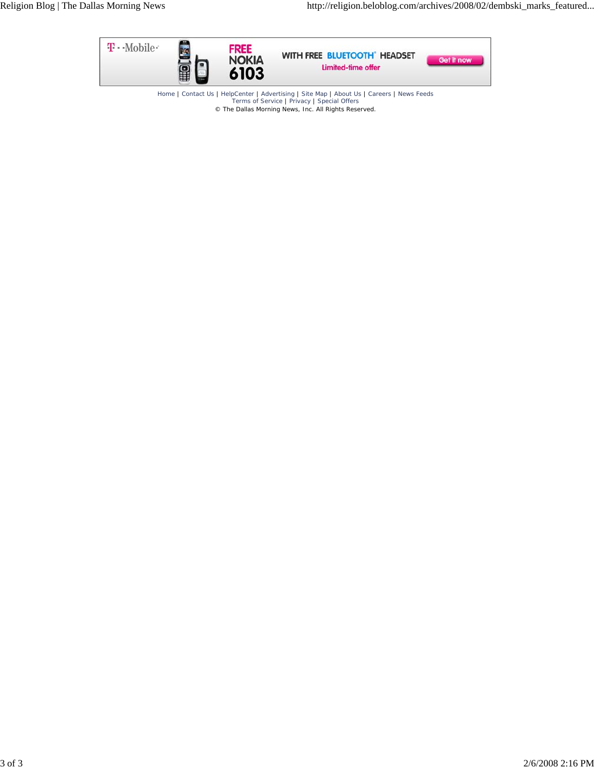T-Mobile FREE NOKIA 6103 WITH FREE BLUETOOTH® HEADSET Limited-time offer Get it now

Home | Contact Us | HelpCenter | Advertising | Site Map | About Us | Careers | News Feeds
Terms of Service | Privacy | Special Offers
© The Dallas Morning News, Inc. All Rights Reserved.